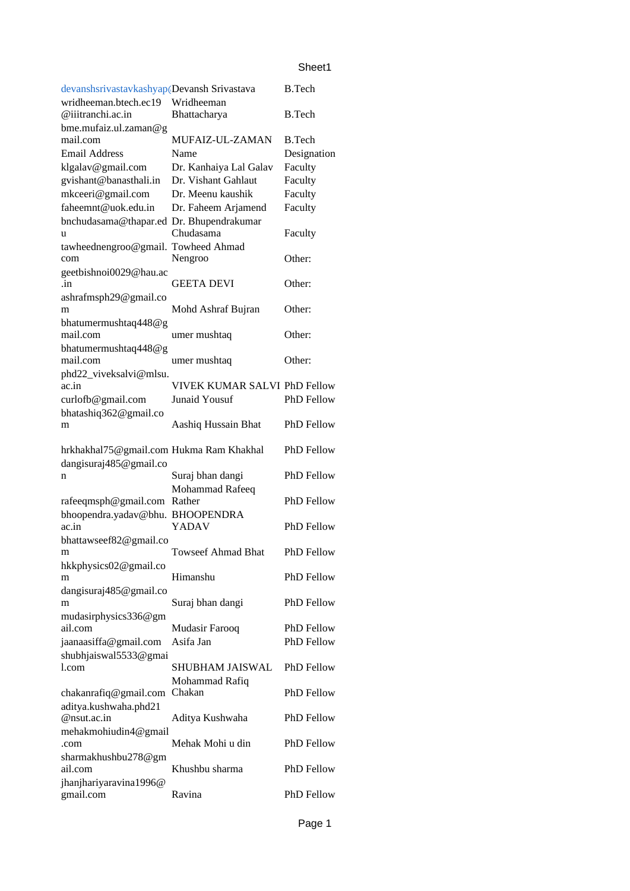| devanshsrivastavkashyap( | Devansh Srivastava | B.Tech |
|---|---|---|
| wridheeman.btech.ec19@iiitranchi.ac.in | Wridheeman Bhattacharya | B.Tech |
| bme.mufaiz.ul.zaman@gmail.com | MUFAIZ-UL-ZAMAN | B.Tech |
| Email Address | Name | Designation |
| klgalav@gmail.com | Dr. Kanhaiya Lal Galav | Faculty |
| gvishant@banasthali.in | Dr. Vishant Gahlaut | Faculty |
| mkceeri@gmail.com | Dr. Meenu kaushik | Faculty |
| faheemnt@uok.edu.in | Dr. Faheem Arjamend | Faculty |
| bnchudasama@thapar.edu | Dr. Bhupendrakumar Chudasama | Faculty |
| tawheednengroo@gmail.com | Towheed Ahmad Nengroo | Other: |
| geetbishnoi0029@hau.ac.in | GEETA DEVI | Other: |
| ashrafmsph29@gmail.com | Mohd Ashraf Bujran | Other: |
| bhatumermushtaq448@gmail.com | umer mushtaq | Other: |
| bhatumermushtaq448@gmail.com | umer mushtaq | Other: |
| phd22_viveksalvi@mlsu.ac.in | VIVEK KUMAR SALVI | PhD Fellow |
| curlofb@gmail.com | Junaid Yousuf | PhD Fellow |
| bhatashiq362@gmail.com | Aashiq Hussain Bhat | PhD Fellow |
| hrkhakhal75@gmail.com | Hukma Ram Khakhal | PhD Fellow |
| dangisuraj485@gmail.con | Suraj bhan dangi | PhD Fellow |
| rafeeqmsph@gmail.com | Mohammad Rafeeq Rather | PhD Fellow |
| bhoopendra.yadav@bhu.ac.in | BHOOPENDRA YADAV | PhD Fellow |
| bhattawseef82@gmail.com | Towseef Ahmad Bhat | PhD Fellow |
| hkkphysics02@gmail.com | Himanshu | PhD Fellow |
| dangisuraj485@gmail.com | Suraj bhan dangi | PhD Fellow |
| mudasirphysics336@gmail.com | Mudasir Farooq | PhD Fellow |
| jaanaasiffa@gmail.com | Asifa Jan | PhD Fellow |
| shubhjaiswal5533@gmail.com | SHUBHAM JAISWAL | PhD Fellow |
| chakanrafiq@gmail.com | Mohammad Rafiq Chakan | PhD Fellow |
| aditya.kushwaha.phd21@nsut.ac.in | Aditya Kushwaha | PhD Fellow |
| mehakmohiudin4@gmail.com | Mehak Mohi u din | PhD Fellow |
| sharmakhushbu278@gmail.com | Khushbu sharma | PhD Fellow |
| jhanjhariyaravina1996@gmail.com | Ravina | PhD Fellow |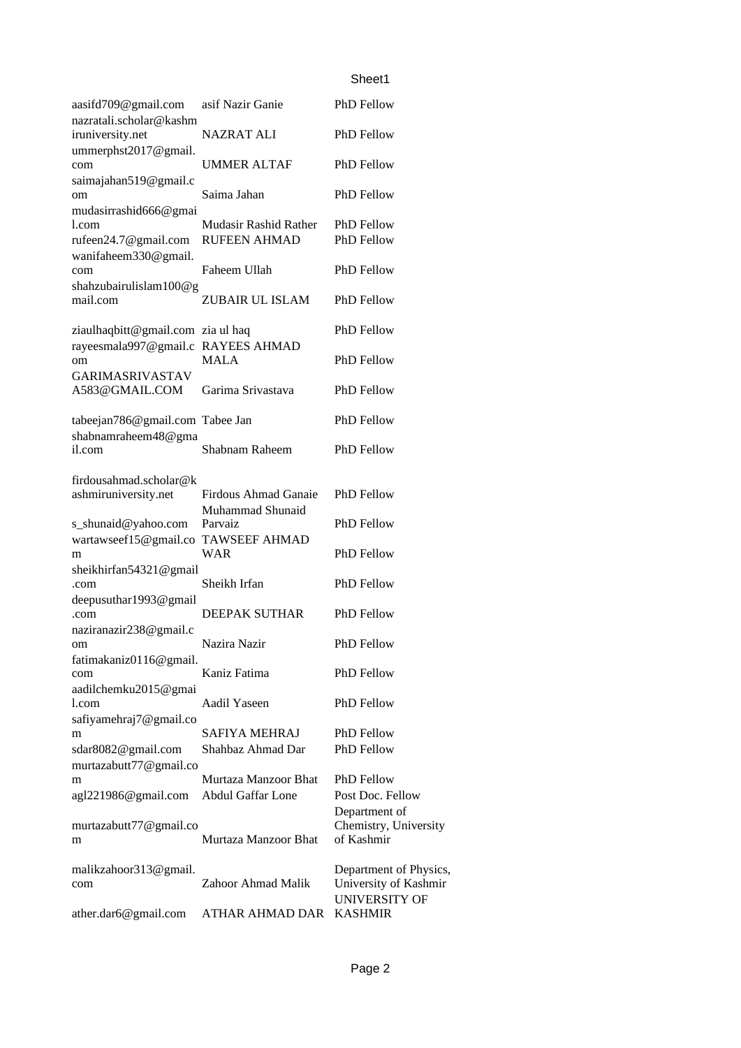| | | |
|---|---|---|
| aasifd709@gmail.com | asif Nazir Ganie | PhD Fellow |
| nazratali.scholar@kashmiruniversity.net | NAZRAT ALI | PhD Fellow |
| ummerphst2017@gmail.com | UMMER ALTAF | PhD Fellow |
| saimajahan519@gmail.com | Saima Jahan | PhD Fellow |
| mudasirrashid666@gmail.com | Mudasir Rashid Rather | PhD Fellow |
| rufeen24.7@gmail.com | RUFEEN AHMAD | PhD Fellow |
| wanifaheem330@gmail.com | Faheem Ullah | PhD Fellow |
| shahzubairulislam100@gmail.com | ZUBAIR UL ISLAM | PhD Fellow |
| ziaulhaqbitt@gmail.com | zia ul haq | PhD Fellow |
| rayeesmala997@gmail.com | RAYEES AHMAD MALA | PhD Fellow |
| GARIMASRIVASTAVA583@GMAIL.COM | Garima Srivastava | PhD Fellow |
| tabeejan786@gmail.com | Tabee Jan | PhD Fellow |
| shabnamraheem48@gmail.com | Shabnam Raheem | PhD Fellow |
| firdousahmad.scholar@kashmiruniversity.net | Firdous Ahmad Ganaie | PhD Fellow |
| s_shunaid@yahoo.com | Muhammad Shunaid Parvaiz | PhD Fellow |
| wartawseef15@gmail.com | TAWSEEF AHMAD WAR | PhD Fellow |
| sheikhirfan54321@gmail.com | Sheikh Irfan | PhD Fellow |
| deepusuthar1993@gmail.com | DEEPAK SUTHAR | PhD Fellow |
| naziranazir238@gmail.com | Nazira Nazir | PhD Fellow |
| fatimakaniz0116@gmail.com | Kaniz Fatima | PhD Fellow |
| aadilchemku2015@gmail.com | Aadil Yaseen | PhD Fellow |
| safiyamehraj7@gmail.com | SAFIYA MEHRAJ | PhD Fellow |
| sdar8082@gmail.com | Shahbaz Ahmad Dar | PhD Fellow |
| murtazabutt77@gmail.com | Murtaza Manzoor Bhat | PhD Fellow |
| agl221986@gmail.com | Abdul Gaffar Lone | Post Doc. Fellow |
| murtazabutt77@gmail.com | Murtaza Manzoor Bhat | Department of Chemistry, University of Kashmir |
| malikzahoor313@gmail.com | Zahoor Ahmad Malik | Department of Physics, University of Kashmir |
| ather.dar6@gmail.com | ATHAR AHMAD DAR | UNIVERSITY OF KASHMIR |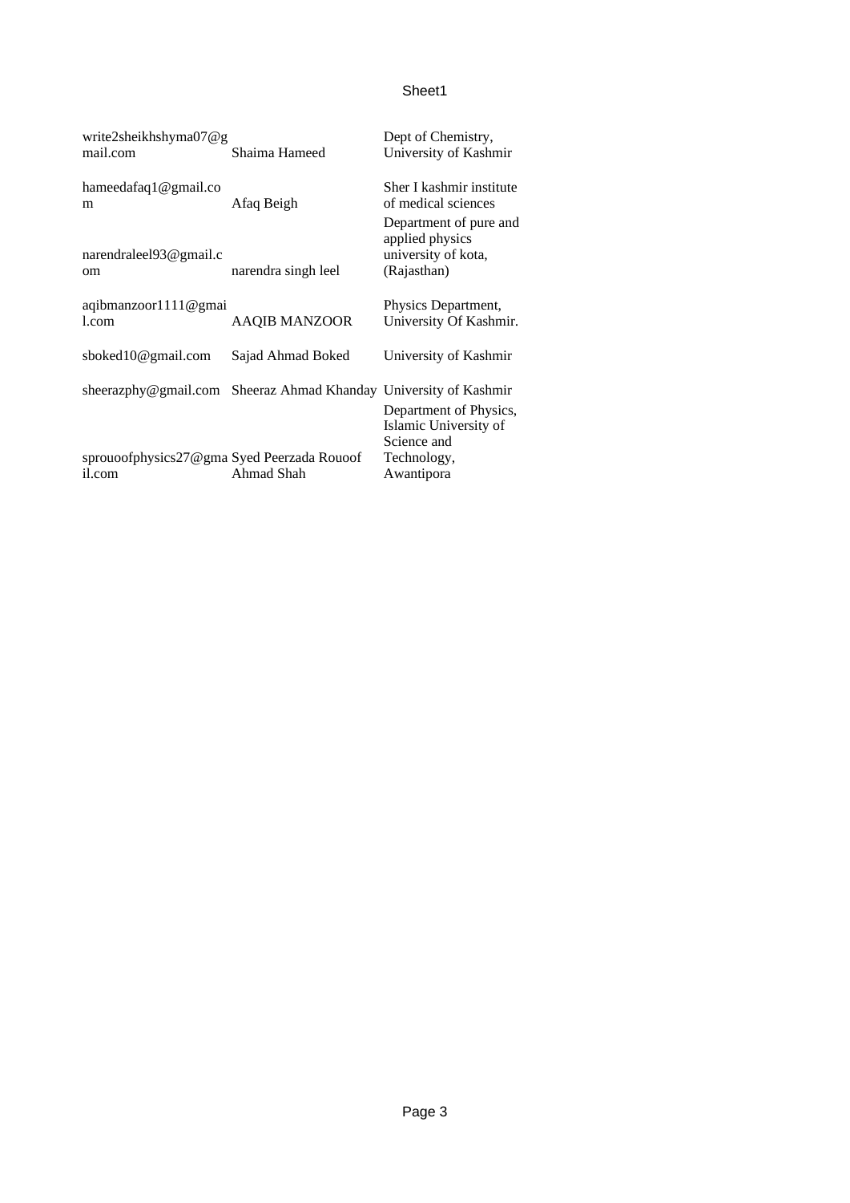| | | |
|---|---|---|
| write2sheikhshyma07@gmail.com | Shaima Hameed | Dept of Chemistry, University of Kashmir |
| hameedafaq1@gmail.com | Afaq Beigh | Sher I kashmir institute of medical sciences |
| narendraleel93@gmail.com | narendra singh leel | Department of pure and applied physics university of kota, (Rajasthan) |
| aqibmanzoor1111@gmail.com | AAQIB MANZOOR | Physics Department, University Of Kashmir. |
| sboked10@gmail.com | Sajad Ahmad Boked | University of Kashmir |
| sheerazphy@gmail.com | Sheeraz Ahmad Khanday | University of Kashmir |
| sprouoofphysics27@gmail.com | Syed Peerzada Rouoof Ahmad Shah | Department of Physics, Islamic University of Science and Technology, Awantipora |